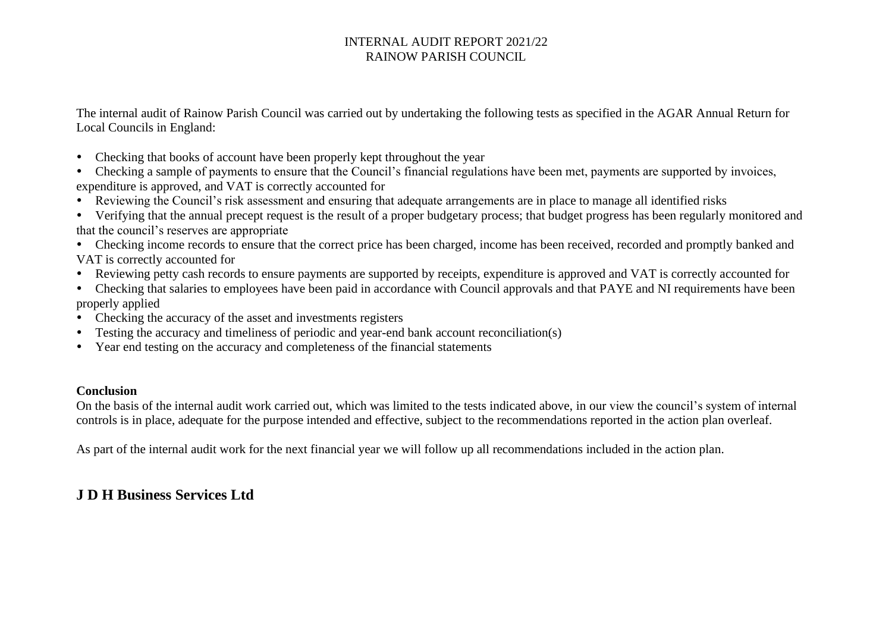# INTERNAL AUDIT REPORT 2021/22
# RAINOW PARISH COUNCIL

The internal audit of Rainow Parish Council was carried out by undertaking the following tests as specified in the AGAR Annual Return for Local Councils in England:

- Checking that books of account have been properly kept throughout the year
- Checking a sample of payments to ensure that the Council's financial regulations have been met, payments are supported by invoices, expenditure is approved, and VAT is correctly accounted for
- Reviewing the Council's risk assessment and ensuring that adequate arrangements are in place to manage all identified risks
- Verifying that the annual precept request is the result of a proper budgetary process; that budget progress has been regularly monitored and that the council's reserves are appropriate
- Checking income records to ensure that the correct price has been charged, income has been received, recorded and promptly banked and VAT is correctly accounted for
- Reviewing petty cash records to ensure payments are supported by receipts, expenditure is approved and VAT is correctly accounted for
- Checking that salaries to employees have been paid in accordance with Council approvals and that PAYE and NI requirements have been properly applied
- Checking the accuracy of the asset and investments registers
- Testing the accuracy and timeliness of periodic and year-end bank account reconciliation(s)
- Year end testing on the accuracy and completeness of the financial statements

**Conclusion**

On the basis of the internal audit work carried out, which was limited to the tests indicated above, in our view the council's system of internal controls is in place, adequate for the purpose intended and effective, subject to the recommendations reported in the action plan overleaf.

As part of the internal audit work for the next financial year we will follow up all recommendations included in the action plan.

**J D H Business Services Ltd**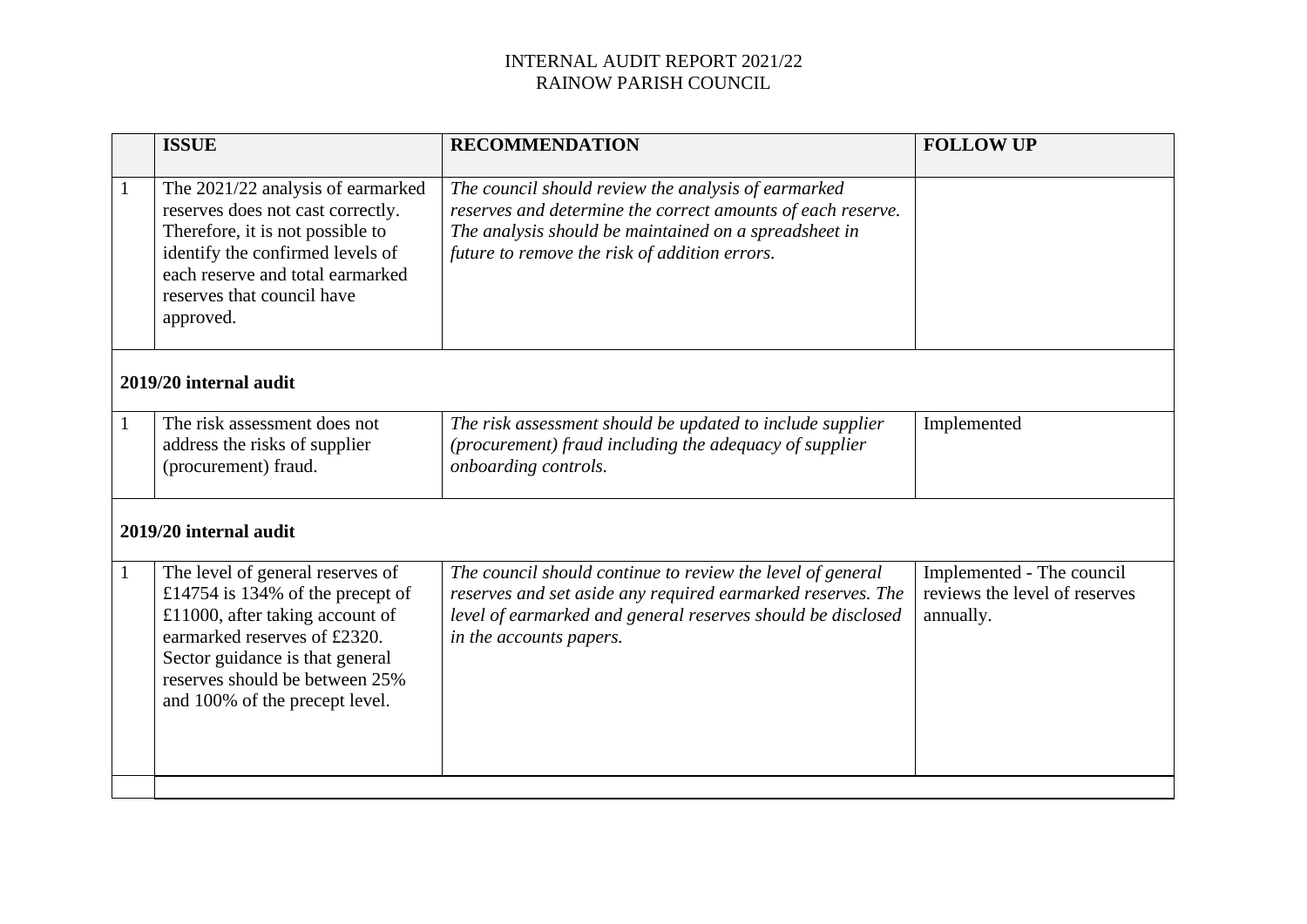INTERNAL AUDIT REPORT 2021/22
RAINOW PARISH COUNCIL

| | ISSUE | RECOMMENDATION | FOLLOW UP |
|---|---|---|---|
| 1 | The 2021/22 analysis of earmarked reserves does not cast correctly. Therefore, it is not possible to identify the confirmed levels of each reserve and total earmarked reserves that council have approved. | *The council should review the analysis of earmarked reserves and determine the correct amounts of each reserve. The analysis should be maintained on a spreadsheet in future to remove the risk of addition errors.* | |
| **2019/20 internal audit** | | | |
| 1 | The risk assessment does not address the risks of supplier (procurement) fraud. | *The risk assessment should be updated to include supplier (procurement) fraud including the adequacy of supplier onboarding controls.* | Implemented |
| **2019/20 internal audit** | | | |
| 1 | The level of general reserves of £14754 is 134% of the precept of £11000, after taking account of earmarked reserves of £2320. Sector guidance is that general reserves should be between 25% and 100% of the precept level. | *The council should continue to review the level of general reserves and set aside any required earmarked reserves. The level of earmarked and general reserves should be disclosed in the accounts papers.* | Implemented - The council reviews the level of reserves annually. |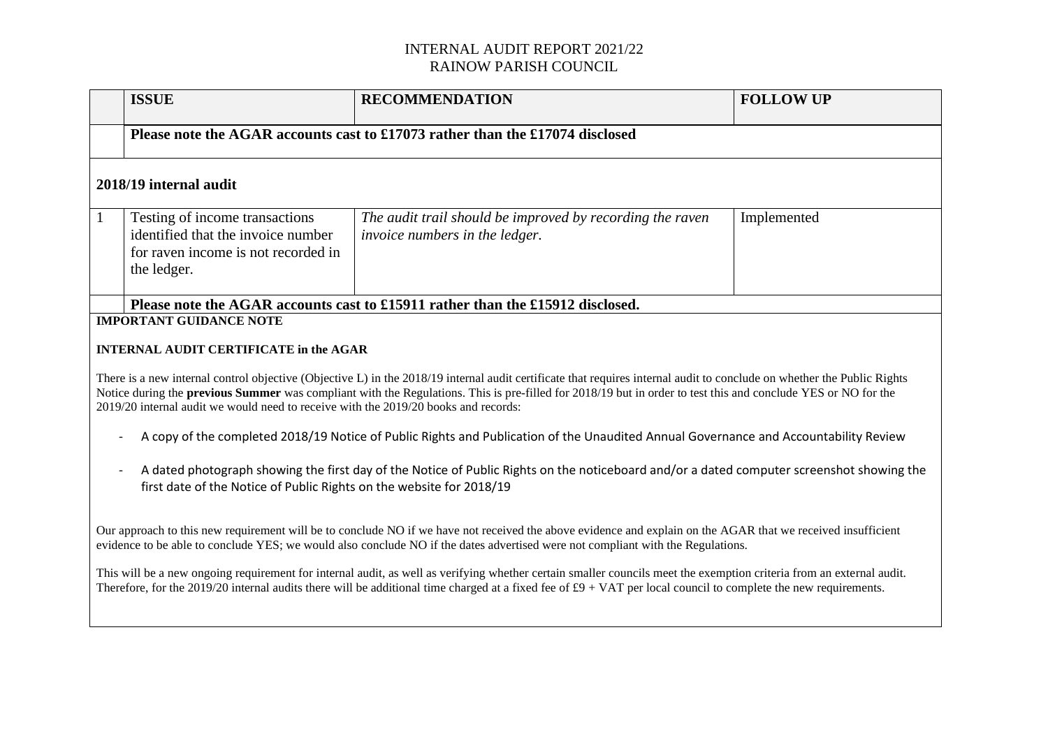# INTERNAL AUDIT REPORT 2021/22
# RAINOW PARISH COUNCIL

| | ISSUE | RECOMMENDATION | FOLLOW UP |
|---|---|---|---|
| | **Please note the AGAR accounts cast to £17073 rather than the £17074 disclosed** | | |
| **2018/19 internal audit** | | | |
| 1 | Testing of income transactions identified that the invoice number for raven income is not recorded in the ledger. | *The audit trail should be improved by recording the raven invoice numbers in the ledger.* | Implemented |
| | **Please note the AGAR accounts cast to £15911 rather than the £15912 disclosed.** | | |

**IMPORTANT GUIDANCE NOTE**

**INTERNAL AUDIT CERTIFICATE in the AGAR**

There is a new internal control objective (Objective L) in the 2018/19 internal audit certificate that requires internal audit to conclude on whether the Public Rights Notice during the **previous Summer** was compliant with the Regulations. This is pre-filled for 2018/19 but in order to test this and conclude YES or NO for the 2019/20 internal audit we would need to receive with the 2019/20 books and records:

- A copy of the completed 2018/19 Notice of Public Rights and Publication of the Unaudited Annual Governance and Accountability Review
- A dated photograph showing the first day of the Notice of Public Rights on the noticeboard and/or a dated computer screenshot showing the first date of the Notice of Public Rights on the website for 2018/19

Our approach to this new requirement will be to conclude NO if we have not received the above evidence and explain on the AGAR that we received insufficient evidence to be able to conclude YES; we would also conclude NO if the dates advertised were not compliant with the Regulations.

This will be a new ongoing requirement for internal audit, as well as verifying whether certain smaller councils meet the exemption criteria from an external audit. Therefore, for the 2019/20 internal audits there will be additional time charged at a fixed fee of £9 + VAT per local council to complete the new requirements.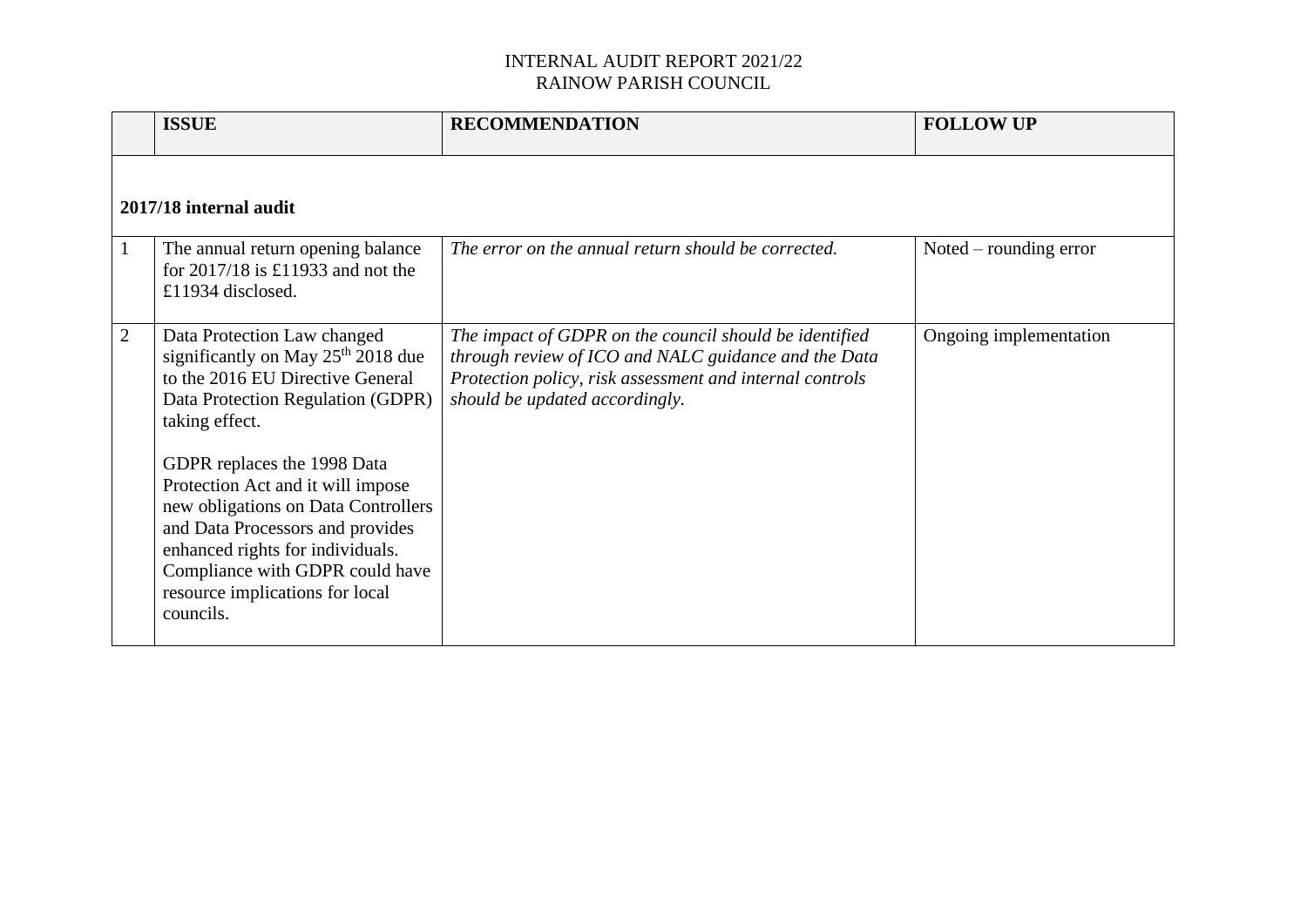INTERNAL AUDIT REPORT 2021/22
RAINOW PARISH COUNCIL

| | ISSUE | RECOMMENDATION | FOLLOW UP |
|---|---|---|---|
| **2017/18 internal audit** | | | |
| 1 | The annual return opening balance for 2017/18 is £11933 and not the £11934 disclosed. | *The error on the annual return should be corrected.* | Noted – rounding error |
| 2 | Data Protection Law changed significantly on May 25th 2018 due to the 2016 EU Directive General Data Protection Regulation (GDPR) taking effect.<br><br>GDPR replaces the 1998 Data Protection Act and it will impose new obligations on Data Controllers and Data Processors and provides enhanced rights for individuals. Compliance with GDPR could have resource implications for local councils. | *The impact of GDPR on the council should be identified through review of ICO and NALC guidance and the Data Protection policy, risk assessment and internal controls should be updated accordingly.* | Ongoing implementation |